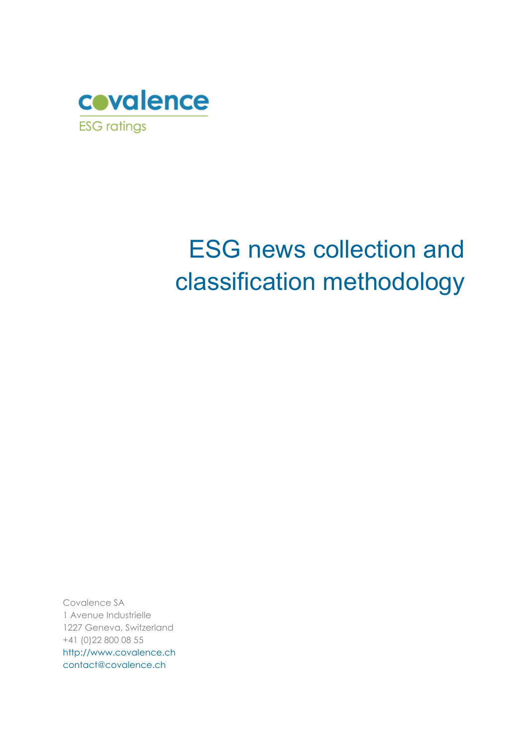covalence

ESG ratings

# ESG news collection and classification methodology

Covalence SA
1 Avenue Industrielle
1227 Geneva, Switzerland
+41 (0)22 800 08 55
http://www.covalence.ch
contact@covalence.ch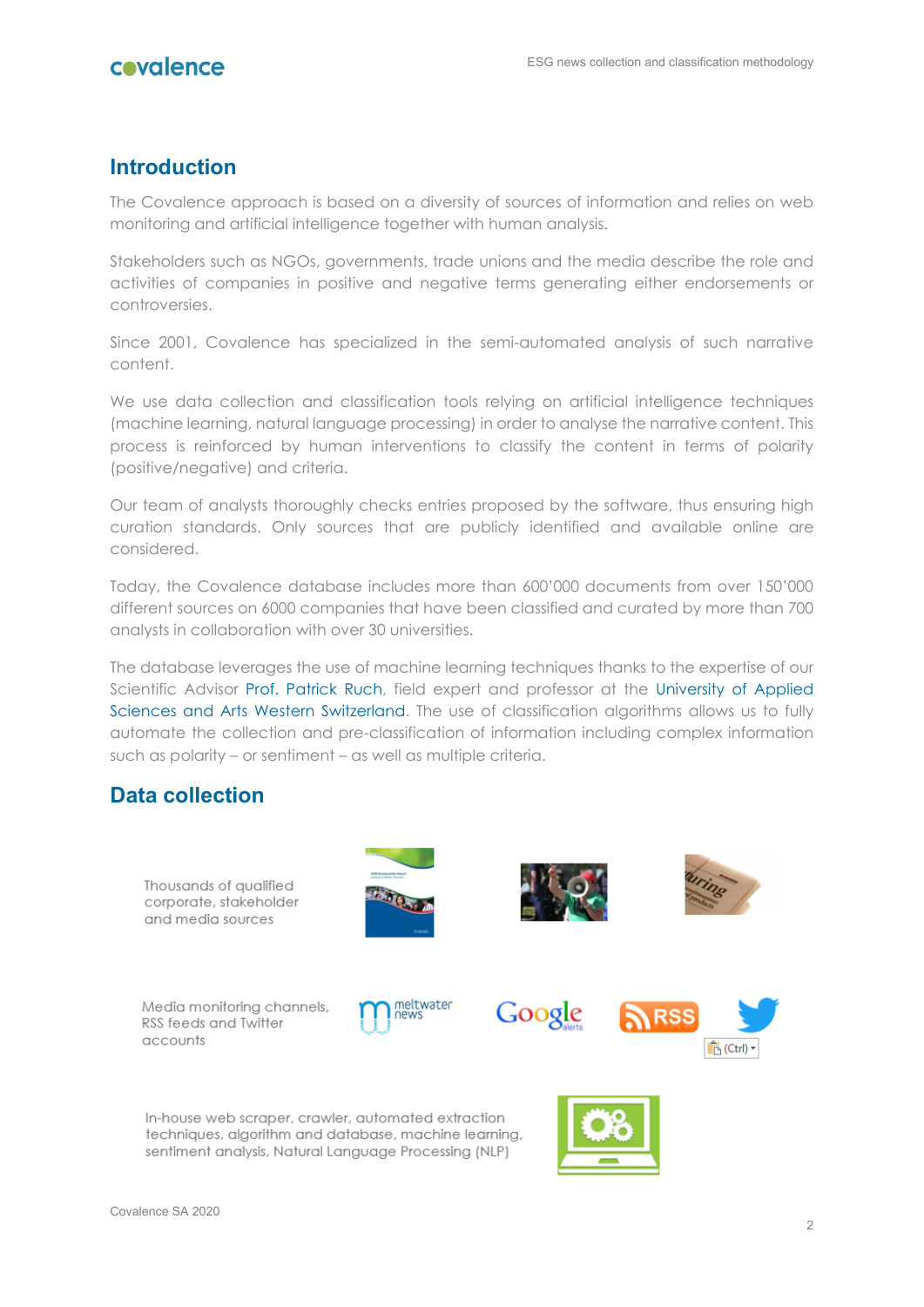## Introduction

The Covalence approach is based on a diversity of sources of information and relies on web monitoring and artificial intelligence together with human analysis.

Stakeholders such as NGOs, governments, trade unions and the media describe the role and activities of companies in positive and negative terms generating either endorsements or controversies.

Since 2001, Covalence has specialized in the semi-automated analysis of such narrative content.

We use data collection and classification tools relying on artificial intelligence techniques (machine learning, natural language processing) in order to analyse the narrative content. This process is reinforced by human interventions to classify the content in terms of polarity (positive/negative) and criteria.

Our team of analysts thoroughly checks entries proposed by the software, thus ensuring high curation standards. Only sources that are publicly identified and available online are considered.

Today, the Covalence database includes more than 600'000 documents from over 150'000 different sources on 6000 companies that have been classified and curated by more than 700 analysts in collaboration with over 30 universities.

The database leverages the use of machine learning techniques thanks to the expertise of our Scientific Advisor Prof. Patrick Ruch, field expert and professor at the University of Applied Sciences and Arts Western Switzerland. The use of classification algorithms allows us to fully automate the collection and pre-classification of information including complex information such as polarity – or sentiment – as well as multiple criteria.

## Data collection

Thousands of qualified corporate, stakeholder and media sources

Media monitoring channels, RSS feeds and Twitter accounts

In-house web scraper, crawler, automated extraction techniques, algorithm and database, machine learning, sentiment analysis, Natural Language Processing (NLP)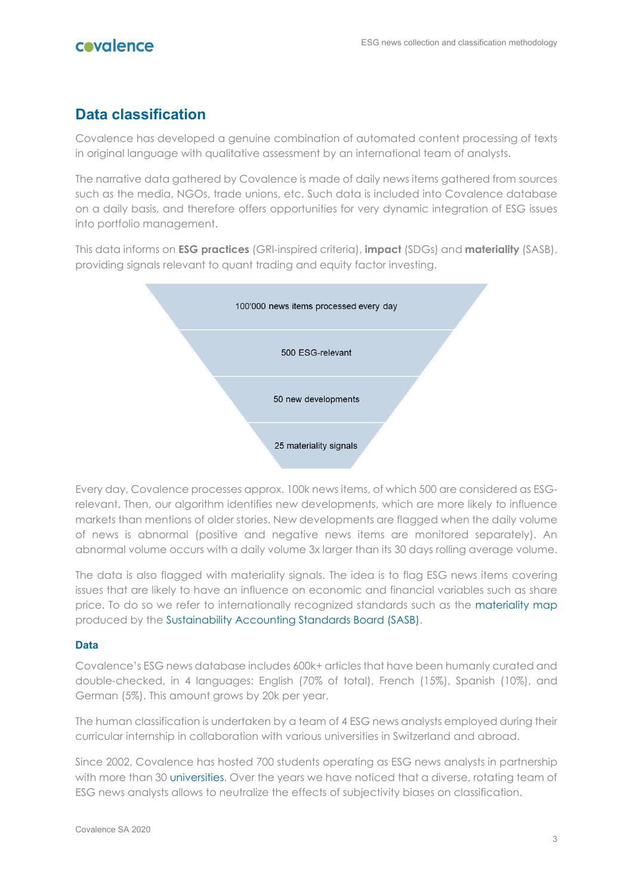## Data classification

Covalence has developed a genuine combination of automated content processing of texts in original language with qualitative assessment by an international team of analysts.

The narrative data gathered by Covalence is made of daily news items gathered from sources such as the media, NGOs, trade unions, etc. Such data is included into Covalence database on a daily basis, and therefore offers opportunities for very dynamic integration of ESG issues into portfolio management.

This data informs on **ESG practices** (GRI-inspired criteria), **impact** (SDGs) and **materiality** (SASB), providing signals relevant to quant trading and equity factor investing.

100'000 news items processed every day

500 ESG-relevant

50 new developments

25 materiality signals

Every day, Covalence processes approx. 100k news items, of which 500 are considered as ESG-relevant. Then, our algorithm identifies new developments, which are more likely to influence markets than mentions of older stories. New developments are flagged when the daily volume of news is abnormal (positive and negative news items are monitored separately). An abnormal volume occurs with a daily volume 3x larger than its 30 days rolling average volume.

The data is also flagged with materiality signals. The idea is to flag ESG news items covering issues that are likely to have an influence on economic and financial variables such as share price. To do so we refer to internationally recognized standards such as the materiality map produced by the Sustainability Accounting Standards Board (SASB).

### Data

Covalence's ESG news database includes 600k+ articles that have been humanly curated and double-checked, in 4 languages: English (70% of total), French (15%), Spanish (10%), and German (5%). This amount grows by 20k per year.

The human classification is undertaken by a team of 4 ESG news analysts employed during their curricular internship in collaboration with various universities in Switzerland and abroad.

Since 2002, Covalence has hosted 700 students operating as ESG news analysts in partnership with more than 30 universities. Over the years we have noticed that a diverse, rotating team of ESG news analysts allows to neutralize the effects of subjectivity biases on classification.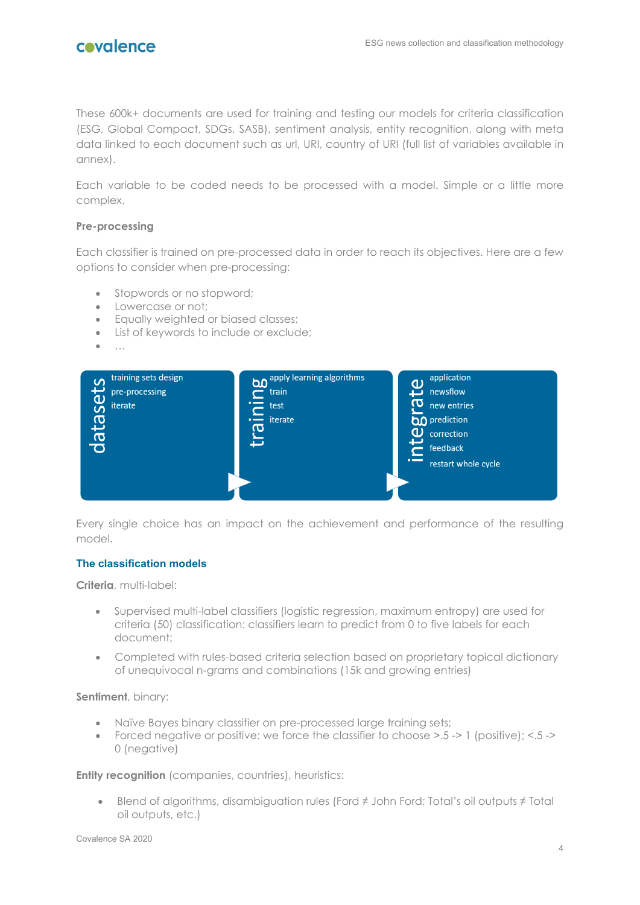These 600k+ documents are used for training and testing our models for criteria classification (ESG, Global Compact, SDGs, SASB), sentiment analysis, entity recognition, along with meta data linked to each document such as url, URI, country of URI (full list of variables available in annex).

Each variable to be coded needs to be processed with a model. Simple or a little more complex.

**Pre-processing**

Each classifier is trained on pre-processed data in order to reach its objectives. Here are a few options to consider when pre-processing:

- Stopwords or no stopword;
- Lowercase or not;
- Equally weighted or biased classes;
- List of keywords to include or exclude;
- …

| datasets | training | integrate |
|---|---|---|
| training sets design<br>pre-processing<br>iterate | apply learning algorithms<br>train<br>test<br>iterate | application<br>newsflow<br>new entries<br>prediction<br>correction<br>feedback<br>restart whole cycle |

Every single choice has an impact on the achievement and performance of the resulting model.

## The classification models

**Criteria**, multi-label:

- Supervised multi-label classifiers (logistic regression, maximum entropy) are used for criteria (50) classification: classifiers learn to predict from 0 to five labels for each document;
- Completed with rules-based criteria selection based on proprietary topical dictionary of unequivocal n-grams and combinations (15k and growing entries)

**Sentiment**, binary:

- Naïve Bayes binary classifier on pre-processed large training sets;
- Forced negative or positive: we force the classifier to choose >.5 -> 1 (positive); <.5 -> 0 (negative)

**Entity recognition** (companies, countries), heuristics:

- Blend of algorithms, disambiguation rules (Ford ≠ John Ford; Total's oil outputs ≠ Total oil outputs, etc.)

Covalence SA 2020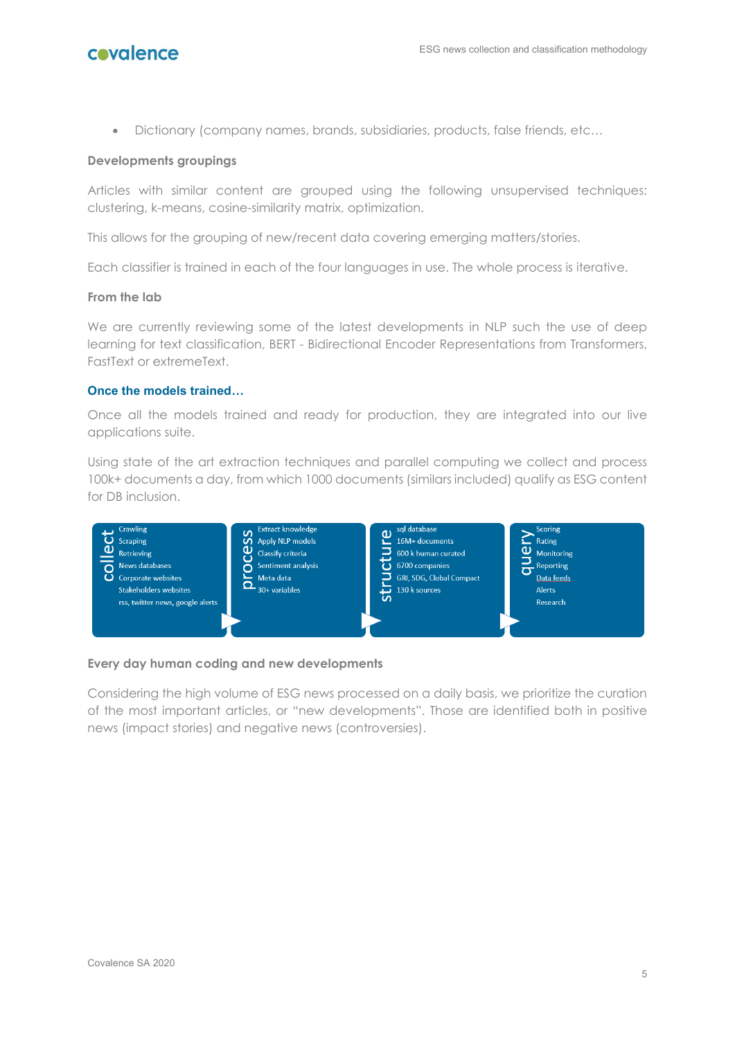- Dictionary (company names, brands, subsidiaries, products, false friends, etc…

**Developments groupings**

Articles with similar content are grouped using the following unsupervised techniques: clustering, k-means, cosine-similarity matrix, optimization.

This allows for the grouping of new/recent data covering emerging matters/stories.

Each classifier is trained in each of the four languages in use. The whole process is iterative.

**From the lab**

We are currently reviewing some of the latest developments in NLP such the use of deep learning for text classification, BERT - Bidirectional Encoder Representations from Transformers, FastText or extremeText.

### Once the models trained…

Once all the models trained and ready for production, they are integrated into our live applications suite.

Using state of the art extraction techniques and parallel computing we collect and process 100k+ documents a day, from which 1000 documents (similars included) qualify as ESG content for DB inclusion.

| collect | process | structure | query |
|---|---|---|---|
| Crawling | Extract knowledge | sql database | Scoring |
| Scraping | Apply NLP models | 16M+ documents | Rating |
| Retrieving | Classify criteria | 600 k human curated | Monitoring |
| News databases | Sentiment analysis | 6700 companies | Reporting |
| Corporate websites | Meta data | GRI, SDG, Global Compact | Data feeds |
| Stakeholders websites | 30+ variables | 130 k sources | Alerts |
| rss, twitter news, google alerts | | | Research |

**Every day human coding and new developments**

Considering the high volume of ESG news processed on a daily basis, we prioritize the curation of the most important articles, or "new developments". Those are identified both in positive news (impact stories) and negative news (controversies).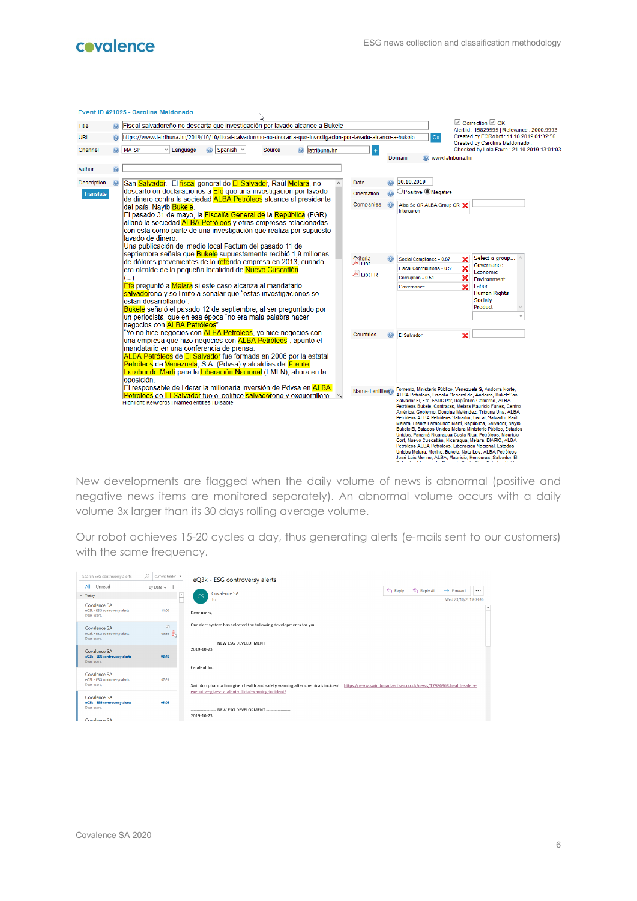New developments are flagged when the daily volume of news is abnormal (positive and negative news items are monitored separately). An abnormal volume occurs with a daily volume 3x larger than its 30 days rolling average volume.

Our robot achieves 15-20 cycles a day, thus generating alerts (e-mails sent to our customers) with the same frequency.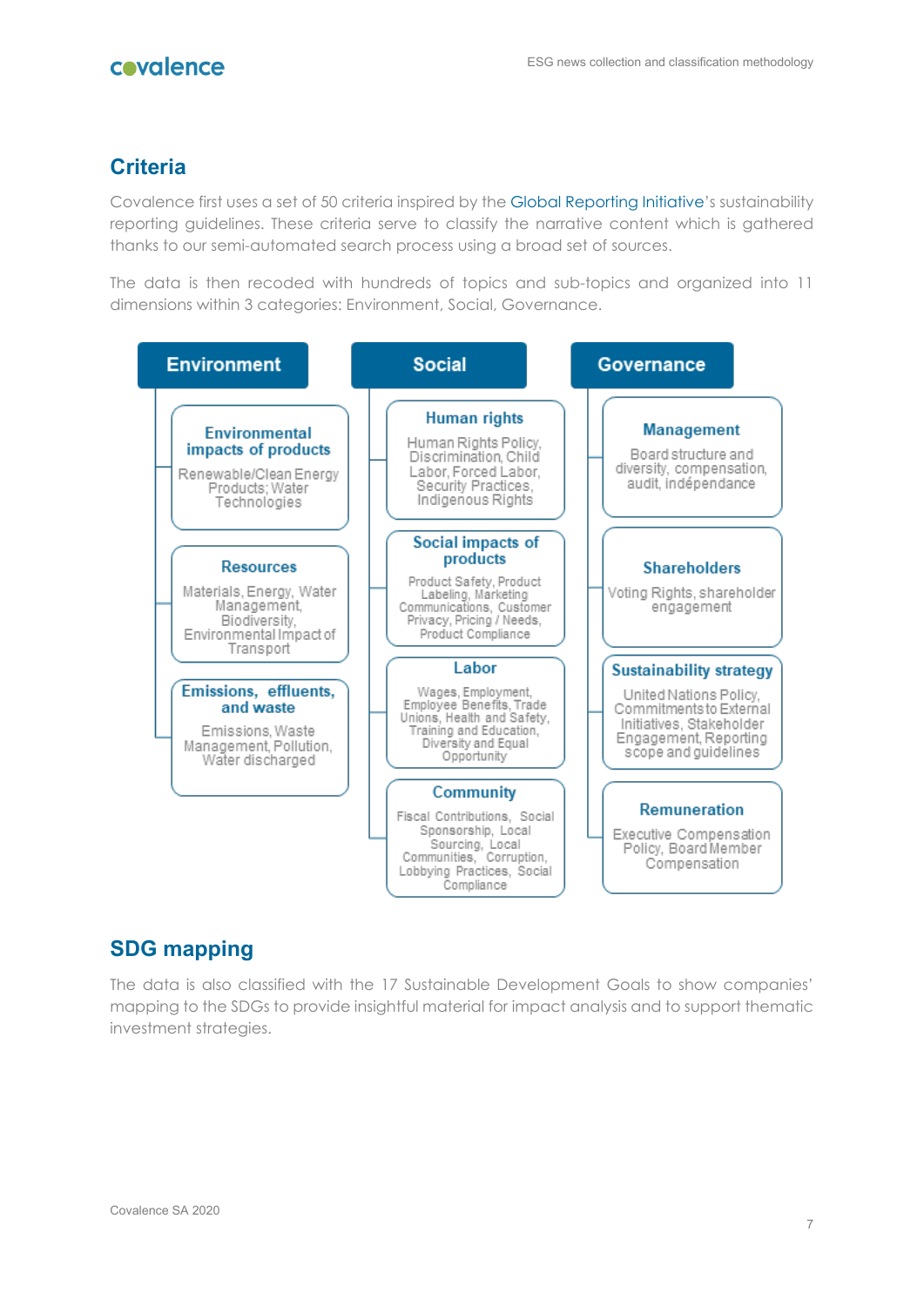## Criteria

Covalence first uses a set of 50 criteria inspired by the Global Reporting Initiative's sustainability reporting guidelines. These criteria serve to classify the narrative content which is gathered thanks to our semi-automated search process using a broad set of sources.

The data is then recoded with hundreds of topics and sub-topics and organized into 11 dimensions within 3 categories: Environment, Social, Governance.

**Environment**

- **Environmental impacts of products**: Renewable/Clean Energy Products; Water Technologies
- **Resources**: Materials, Energy, Water Management, Biodiversity, Environmental Impact of Transport
- **Emissions, effluents, and waste**: Emissions, Waste Management, Pollution, Water discharged

**Social**

- **Human rights**: Human Rights Policy, Discrimination, Child Labor, Forced Labor, Security Practices, Indigenous Rights
- **Social impacts of products**: Product Safety, Product Labeling, Marketing Communications, Customer Privacy, Pricing / Needs, Product Compliance
- **Labor**: Wages, Employment, Employee Benefits, Trade Unions, Health and Safety, Training and Education, Diversity and Equal Opportunity
- **Community**: Fiscal Contributions, Social Sponsorship, Local Sourcing, Local Communities, Corruption, Lobbying Practices, Social Compliance

**Governance**

- **Management**: Board structure and diversity, compensation, audit, indépendance
- **Shareholders**: Voting Rights, shareholder engagement
- **Sustainability strategy**: United Nations Policy, Commitments to External Initiatives, Stakeholder Engagement, Reporting scope and guidelines
- **Remuneration**: Executive Compensation Policy, Board Member Compensation

## SDG mapping

The data is also classified with the 17 Sustainable Development Goals to show companies' mapping to the SDGs to provide insightful material for impact analysis and to support thematic investment strategies.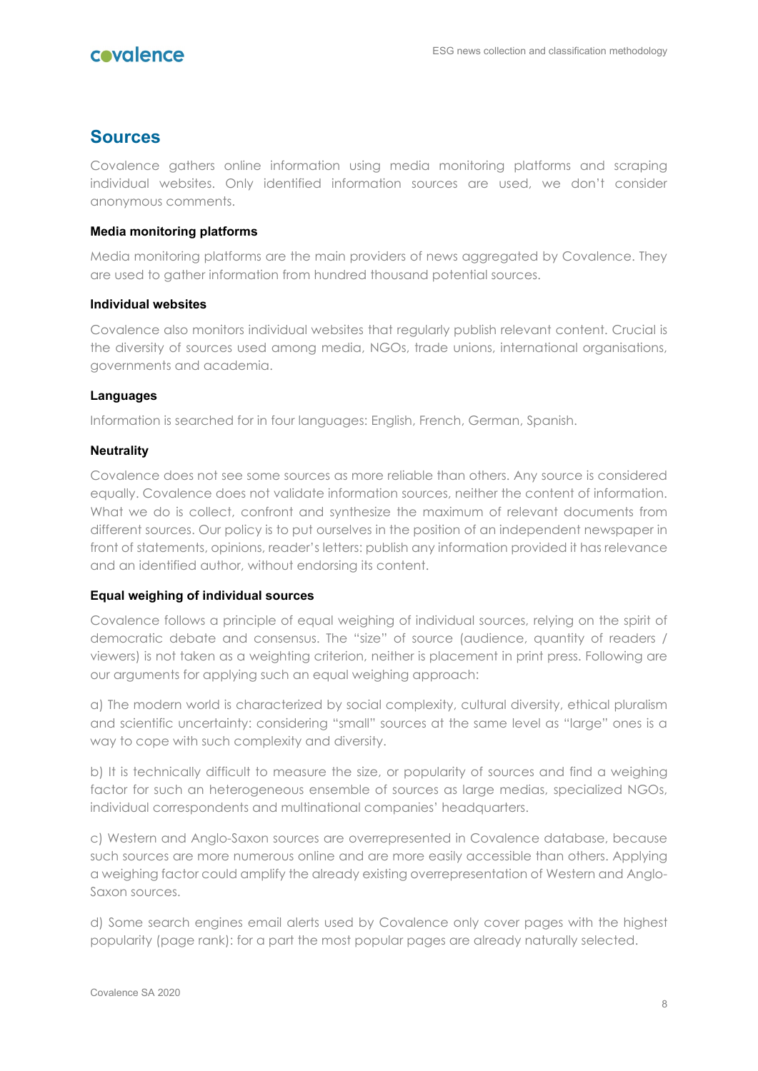## Sources

Covalence gathers online information using media monitoring platforms and scraping individual websites. Only identified information sources are used, we don't consider anonymous comments.

### Media monitoring platforms

Media monitoring platforms are the main providers of news aggregated by Covalence. They are used to gather information from hundred thousand potential sources.

### Individual websites

Covalence also monitors individual websites that regularly publish relevant content. Crucial is the diversity of sources used among media, NGOs, trade unions, international organisations, governments and academia.

### Languages

Information is searched for in four languages: English, French, German, Spanish.

### Neutrality

Covalence does not see some sources as more reliable than others. Any source is considered equally. Covalence does not validate information sources, neither the content of information. What we do is collect, confront and synthesize the maximum of relevant documents from different sources. Our policy is to put ourselves in the position of an independent newspaper in front of statements, opinions, reader's letters: publish any information provided it has relevance and an identified author, without endorsing its content.

### Equal weighing of individual sources

Covalence follows a principle of equal weighing of individual sources, relying on the spirit of democratic debate and consensus. The "size" of source (audience, quantity of readers / viewers) is not taken as a weighting criterion, neither is placement in print press. Following are our arguments for applying such an equal weighing approach:

a) The modern world is characterized by social complexity, cultural diversity, ethical pluralism and scientific uncertainty: considering "small" sources at the same level as "large" ones is a way to cope with such complexity and diversity.

b) It is technically difficult to measure the size, or popularity of sources and find a weighing factor for such an heterogeneous ensemble of sources as large medias, specialized NGOs, individual correspondents and multinational companies' headquarters.

c) Western and Anglo-Saxon sources are overrepresented in Covalence database, because such sources are more numerous online and are more easily accessible than others. Applying a weighing factor could amplify the already existing overrepresentation of Western and Anglo-Saxon sources.

d) Some search engines email alerts used by Covalence only cover pages with the highest popularity (page rank): for a part the most popular pages are already naturally selected.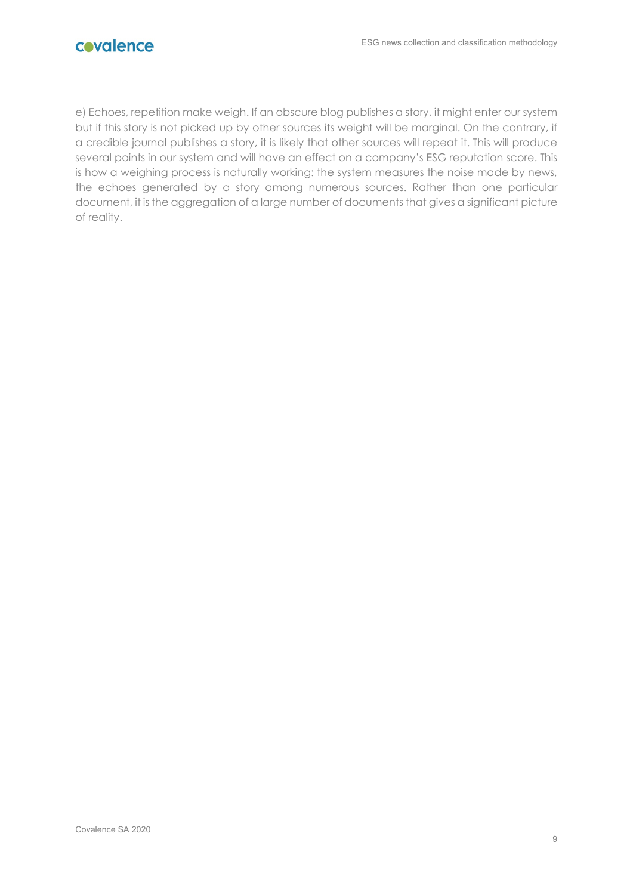e) Echoes, repetition make weigh. If an obscure blog publishes a story, it might enter our system but if this story is not picked up by other sources its weight will be marginal. On the contrary, if a credible journal publishes a story, it is likely that other sources will repeat it. This will produce several points in our system and will have an effect on a company's ESG reputation score. This is how a weighing process is naturally working: the system measures the noise made by news, the echoes generated by a story among numerous sources. Rather than one particular document, it is the aggregation of a large number of documents that gives a significant picture of reality.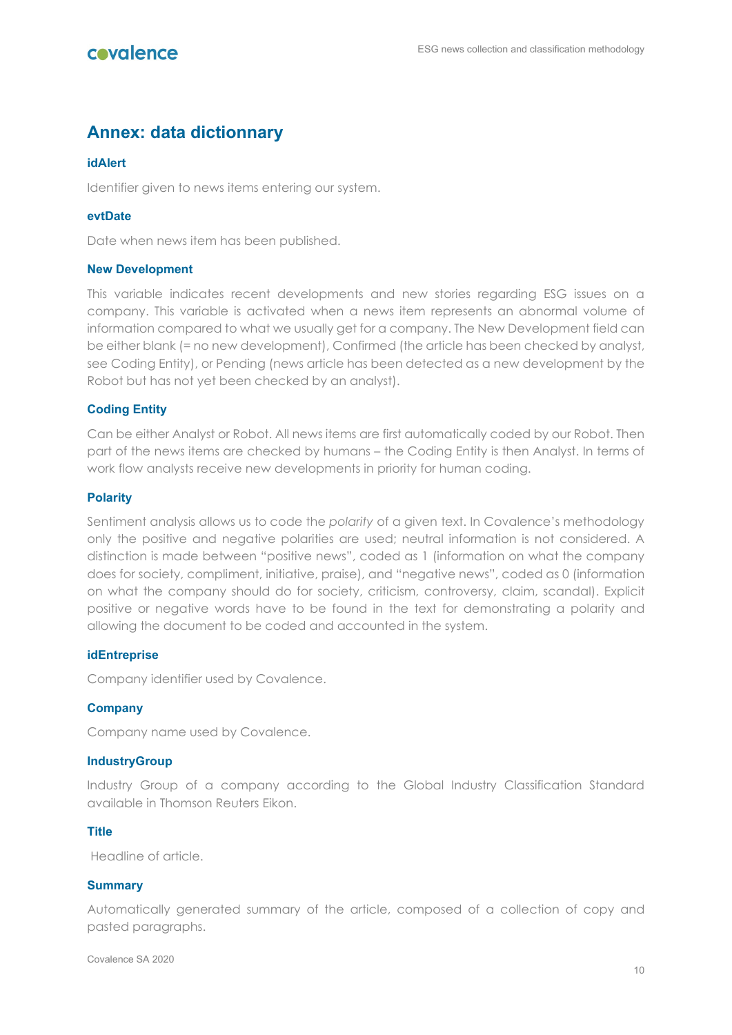## Annex: data dictionnary

### idAlert

Identifier given to news items entering our system.

### evtDate

Date when news item has been published.

### New Development

This variable indicates recent developments and new stories regarding ESG issues on a company. This variable is activated when a news item represents an abnormal volume of information compared to what we usually get for a company. The New Development field can be either blank (= no new development), Confirmed (the article has been checked by analyst, see Coding Entity), or Pending (news article has been detected as a new development by the Robot but has not yet been checked by an analyst).

### Coding Entity

Can be either Analyst or Robot. All news items are first automatically coded by our Robot. Then part of the news items are checked by humans – the Coding Entity is then Analyst. In terms of work flow analysts receive new developments in priority for human coding.

### Polarity

Sentiment analysis allows us to code the *polarity* of a given text. In Covalence's methodology only the positive and negative polarities are used; neutral information is not considered. A distinction is made between "positive news", coded as 1 (information on what the company does for society, compliment, initiative, praise), and "negative news", coded as 0 (information on what the company should do for society, criticism, controversy, claim, scandal). Explicit positive or negative words have to be found in the text for demonstrating a polarity and allowing the document to be coded and accounted in the system.

### idEntreprise

Company identifier used by Covalence.

### Company

Company name used by Covalence.

### IndustryGroup

Industry Group of a company according to the Global Industry Classification Standard available in Thomson Reuters Eikon.

### Title

Headline of article.

### Summary

Automatically generated summary of the article, composed of a collection of copy and pasted paragraphs.

Covalence SA 2020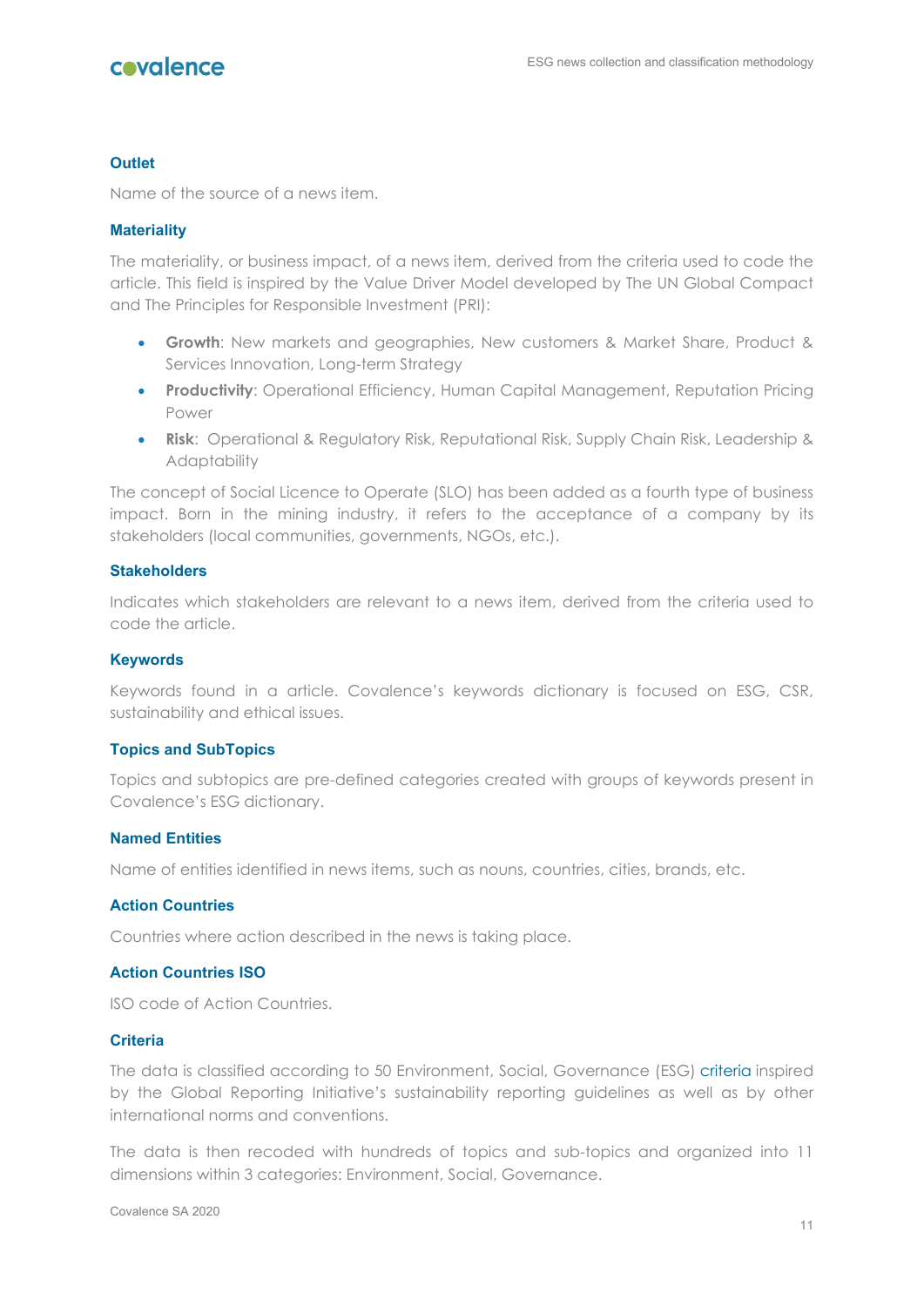### Outlet

Name of the source of a news item.

### Materiality

The materiality, or business impact, of a news item, derived from the criteria used to code the article. This field is inspired by the Value Driver Model developed by The UN Global Compact and The Principles for Responsible Investment (PRI):

- **Growth**: New markets and geographies, New customers & Market Share, Product & Services Innovation, Long-term Strategy
- **Productivity**: Operational Efficiency, Human Capital Management, Reputation Pricing Power
- **Risk**: Operational & Regulatory Risk, Reputational Risk, Supply Chain Risk, Leadership & Adaptability

The concept of Social Licence to Operate (SLO) has been added as a fourth type of business impact. Born in the mining industry, it refers to the acceptance of a company by its stakeholders (local communities, governments, NGOs, etc.).

### Stakeholders

Indicates which stakeholders are relevant to a news item, derived from the criteria used to code the article.

### Keywords

Keywords found in a article. Covalence's keywords dictionary is focused on ESG, CSR, sustainability and ethical issues.

### Topics and SubTopics

Topics and subtopics are pre-defined categories created with groups of keywords present in Covalence's ESG dictionary.

### Named Entities

Name of entities identified in news items, such as nouns, countries, cities, brands, etc.

### Action Countries

Countries where action described in the news is taking place.

### Action Countries ISO

ISO code of Action Countries.

### Criteria

The data is classified according to 50 Environment, Social, Governance (ESG) criteria inspired by the Global Reporting Initiative's sustainability reporting guidelines as well as by other international norms and conventions.

The data is then recoded with hundreds of topics and sub-topics and organized into 11 dimensions within 3 categories: Environment, Social, Governance.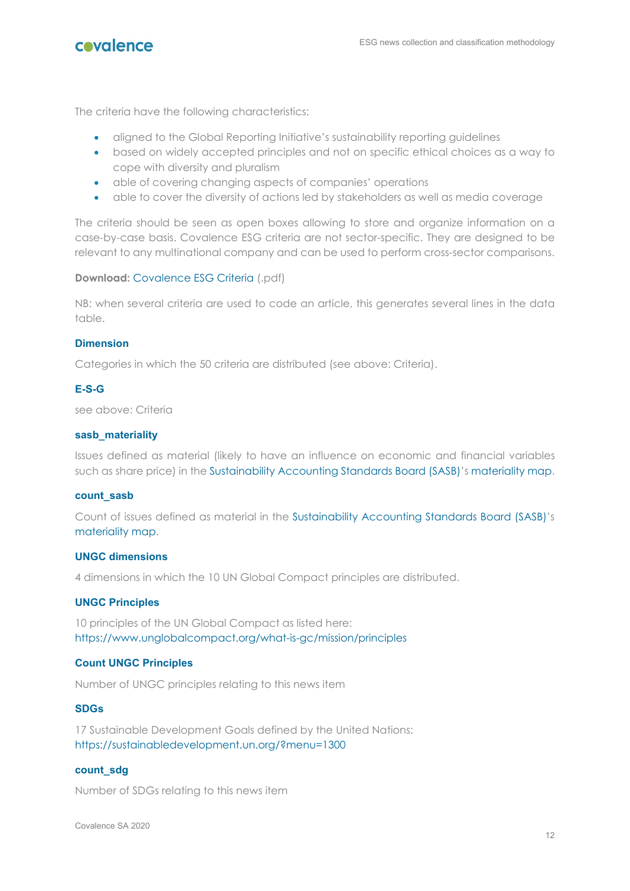The criteria have the following characteristics:

- aligned to the Global Reporting Initiative's sustainability reporting guidelines
- based on widely accepted principles and not on specific ethical choices as a way to cope with diversity and pluralism
- able of covering changing aspects of companies' operations
- able to cover the diversity of actions led by stakeholders as well as media coverage

The criteria should be seen as open boxes allowing to store and organize information on a case-by-case basis. Covalence ESG criteria are not sector-specific. They are designed to be relevant to any multinational company and can be used to perform cross-sector comparisons.

**Download:** Covalence ESG Criteria (.pdf)

NB: when several criteria are used to code an article, this generates several lines in the data table.

### Dimension

Categories in which the 50 criteria are distributed (see above: Criteria).

### E-S-G

see above: Criteria

### sasb_materiality

Issues defined as material (likely to have an influence on economic and financial variables such as share price) in the Sustainability Accounting Standards Board (SASB)'s materiality map.

### count_sasb

Count of issues defined as material in the Sustainability Accounting Standards Board (SASB)'s materiality map.

### UNGC dimensions

4 dimensions in which the 10 UN Global Compact principles are distributed.

### UNGC Principles

10 principles of the UN Global Compact as listed here:
https://www.unglobalcompact.org/what-is-gc/mission/principles

### Count UNGC Principles

Number of UNGC principles relating to this news item

### SDGs

17 Sustainable Development Goals defined by the United Nations:
https://sustainabledevelopment.un.org/?menu=1300

### count_sdg

Number of SDGs relating to this news item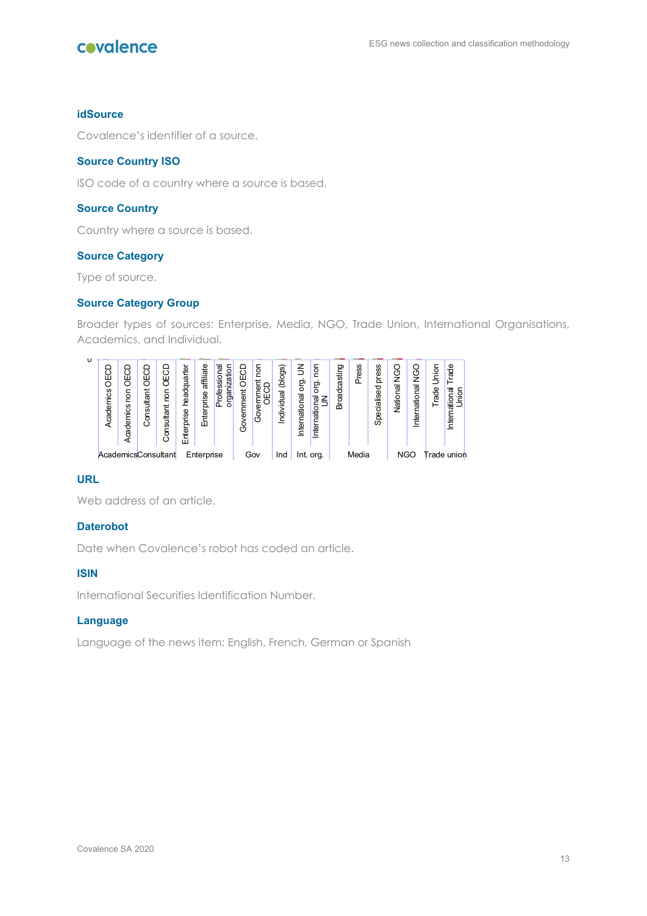### idSource

Covalence's identifier of a source.

### Source Country ISO

ISO code of a country where a source is based.

### Source Country

Country where a source is based.

### Source Category

Type of source.

### Source Category Group

Broader types of sources: Enterprise, Media, NGO, Trade Union, International Organisations, Academics, and Individual.

0

Academics OECD
Academics non OECD
Consultant OECD
Consultant non OECD
Enterprise headquarter
Enterprise affiliate
Professional organization
Government OECD
Government non OECD
Individual (blogs)
International org. UN
International org. non UN
Broadcasting
Press
Specialised press
National NGO
International NGO
Trade Union
International Trade Union

Academics
Consultant
Enterprise
Gov
Ind
Int. org.
Media
NGO
Trade union

### URL

Web address of an article.

### Daterobot

Date when Covalence's robot has coded an article.

### ISIN

International Securities Identification Number.

### Language

Language of the news item: English, French, German or Spanish